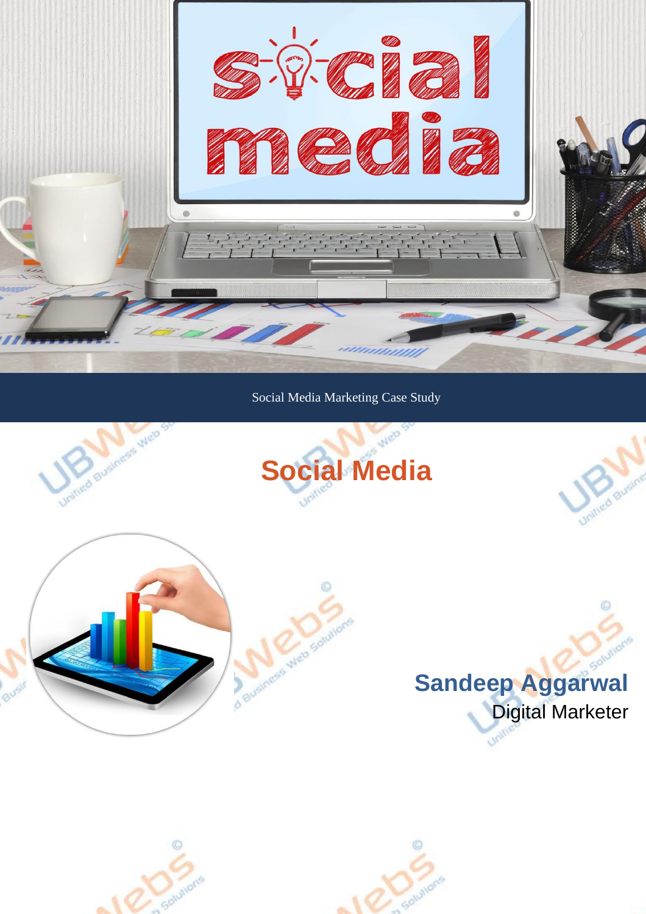Social Media Marketing Case Study

# Social Media

**Sandeep Aggarwal**

Digital Marketer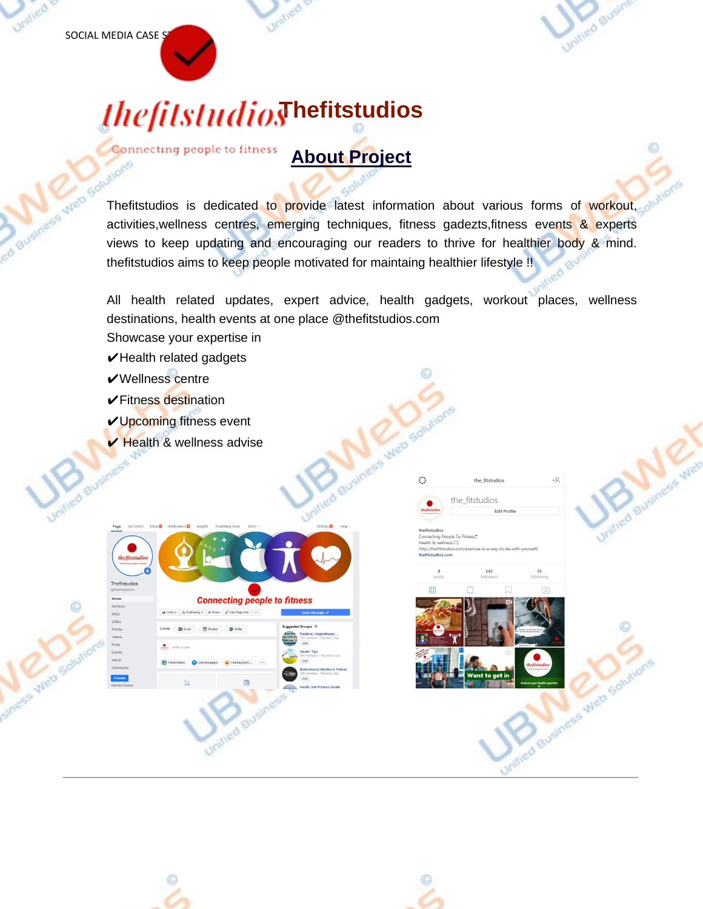SOCIAL MEDIA CASE ST

# Thefitstudios

## About Project

Thefitstudios is dedicated to provide latest information about various forms of workout, activities,wellness centres, emerging techniques, fitness gadezts,fitness events & experts views to keep updating and encouraging our readers to thrive for healthier body & mind. thefitstudios aims to keep people motivated for maintaining healthier lifestyle !!

All health related updates, expert advice, health gadgets, workout places, wellness destinations, health events at one place @thefitstudios.com

Showcase your expertise in

✔Health related gadgets

✔Wellness centre

✔Fitness destination

✔Upcoming fitness event

✔ Health & wellness advise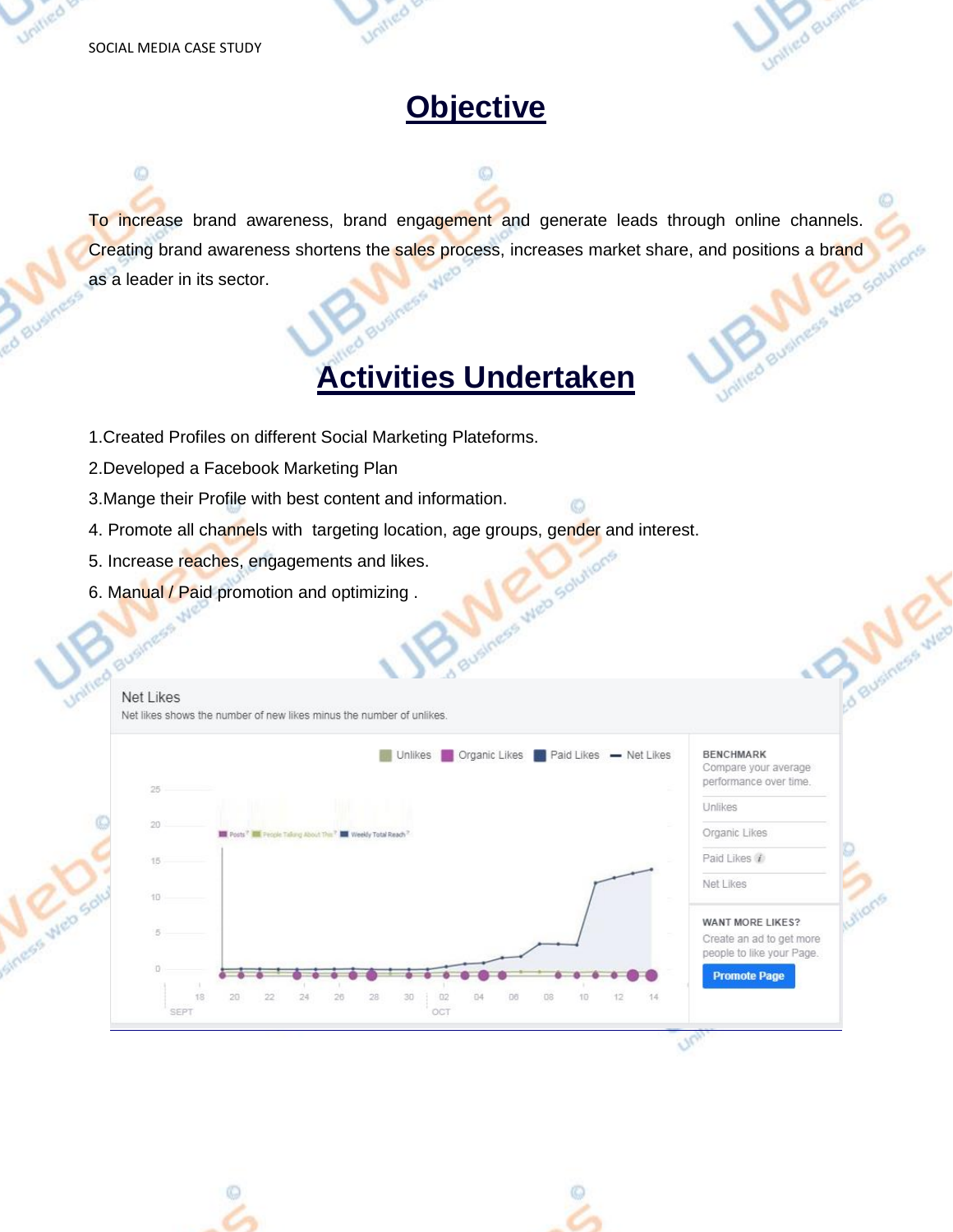# Objective

To increase brand awareness, brand engagement and generate leads through online channels. Creating brand awareness shortens the sales process, increases market share, and positions a brand as a leader in its sector.

# Activities Undertaken

1.Created Profiles on different Social Marketing Plateforms.

2.Developed a Facebook Marketing Plan

3.Mange their Profile with best content and information.

4. Promote all channels with targeting location, age groups, gender and interest.

5. Increase reaches, engagements and likes.

6. Manual / Paid promotion and optimizing .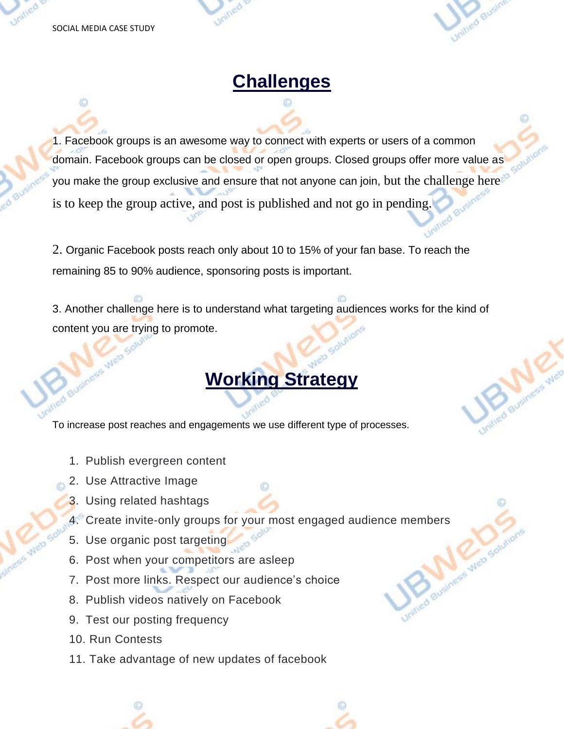## Challenges

1. Facebook groups is an awesome way to connect with experts or users of a common domain. Facebook groups can be closed or open groups. Closed groups offer more value as you make the group exclusive and ensure that not anyone can join, but the challenge here is to keep the group active, and post is published and not go in pending.

2. Organic Facebook posts reach only about 10 to 15% of your fan base. To reach the remaining 85 to 90% audience, sponsoring posts is important.

3. Another challenge here is to understand what targeting audiences works for the kind of content you are trying to promote.

## Working Strategy

To increase post reaches and engagements we use different type of processes.

1. Publish evergreen content
2. Use Attractive Image
3. Using related hashtags
4. Create invite-only groups for your most engaged audience members
5. Use organic post targeting
6. Post when your competitors are asleep
7. Post more links. Respect our audience's choice
8. Publish videos natively on Facebook
9. Test our posting frequency
10. Run Contests
11. Take advantage of new updates of facebook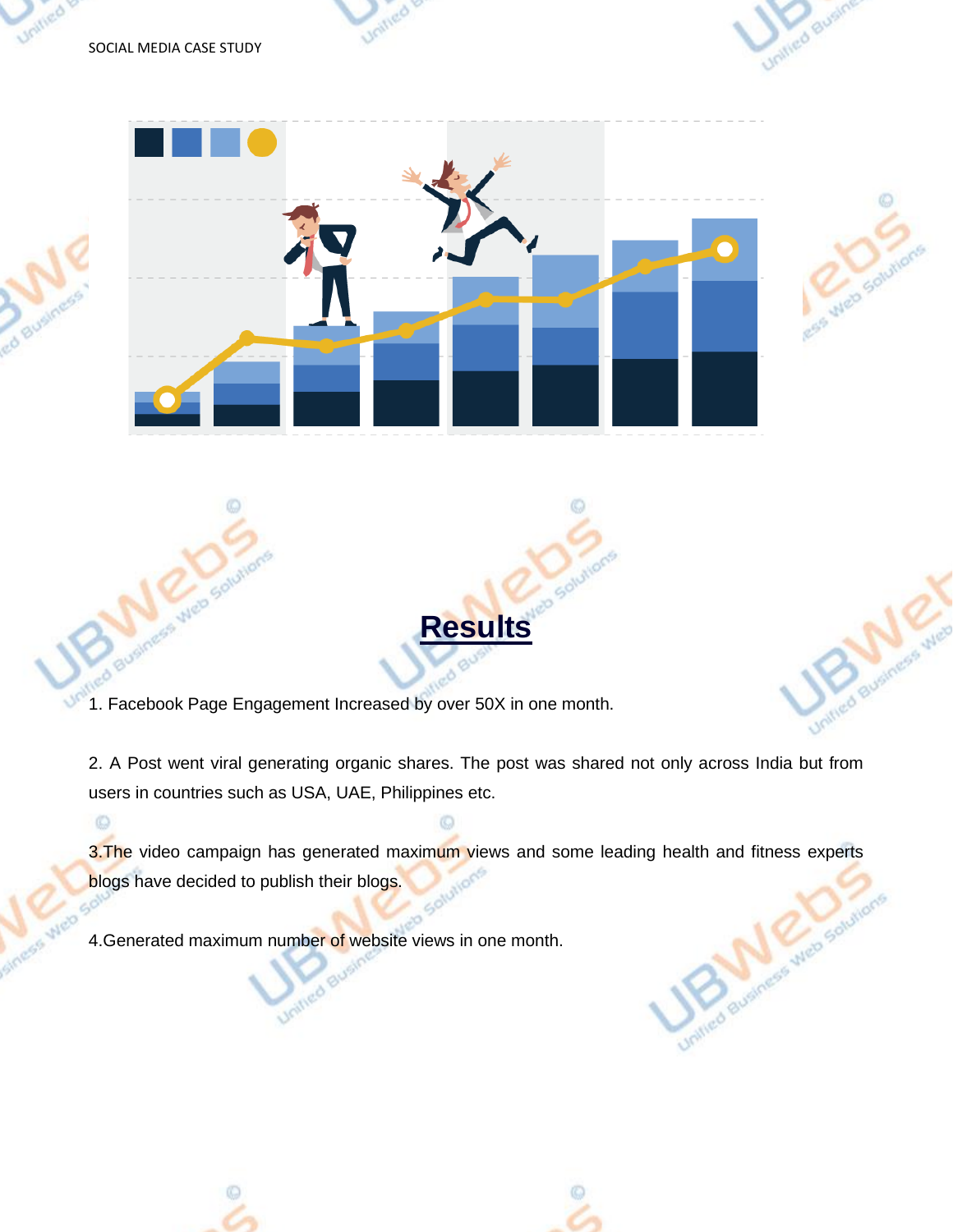## Results

1. Facebook Page Engagement Increased by over 50X in one month.

2. A Post went viral generating organic shares. The post was shared not only across India but from users in countries such as USA, UAE, Philippines etc.

3.The video campaign has generated maximum views and some leading health and fitness experts blogs have decided to publish their blogs.

4.Generated maximum number of website views in one month.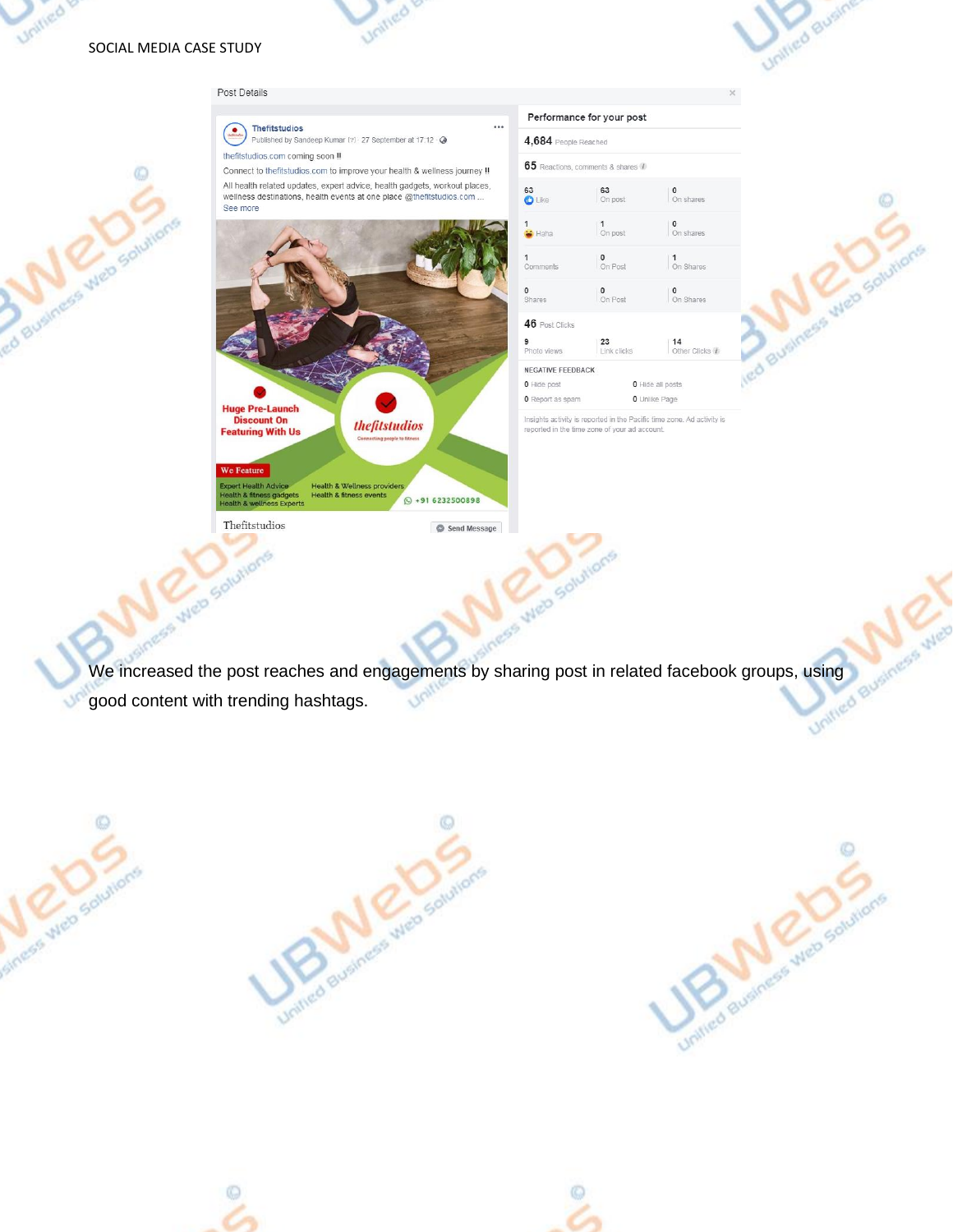Post Details

**Thefitstudios**
Published by Sandeep Kumar · 27 September at 17:12

thefitstudios.com coming soon !!

Connect to thefitstudios.com to improve your health & wellness journey !!

All health related updates, expert advice, health gadgets, workout places, wellness destinations, health events at one place @thefitstudios.com ...
See more

Huge Pre-Launch Discount On Featuring With Us

thefitstudios
Connecting people to fitness

We Feature
Expert Health Advice
Health & fitness gadgets
Health & wellness Experts
Health & Wellness providers
Health & fitness events

+91 6232500898

Thefitstudios — Send Message

**Performance for your post**

**4,684** People Reached

**65** Reactions, comments & shares

| | | |
|---|---|---|
| 63 Like | 63 On post | 0 On shares |
| 1 Haha | 1 On post | 0 On shares |
| 1 Comments | 0 On Post | 1 On Shares |
| 0 Shares | 0 On Post | 0 On Shares |

**46** Post Clicks

| | | |
|---|---|---|
| 9 Photo views | 23 Link clicks | 14 Other Clicks |

NEGATIVE FEEDBACK

| | |
|---|---|
| 0 Hide post | 0 Hide all posts |
| 0 Report as spam | 0 Unlike Page |

Insights activity is reported in the Pacific time zone. Ad activity is reported in the time zone of your ad account.

We increased the post reaches and engagements by sharing post in related facebook groups, using good content with trending hashtags.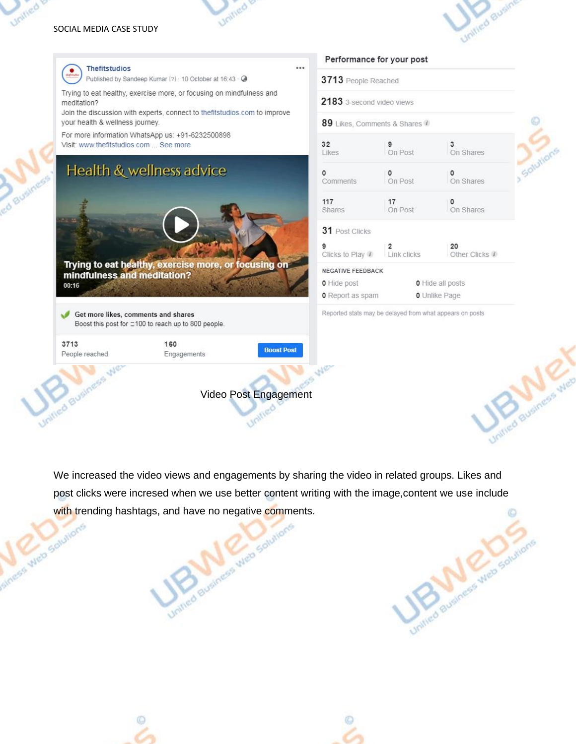Thefitstudios
Published by Sandeep Kumar [?] · 10 October at 16:43

Trying to eat healthy, exercise more, or focusing on mindfulness and meditation?
Join the discussion with experts, connect to thefitstudios.com to improve your health & wellness journey.

For more information WhatsApp us: +91-6232500898
Visit: www.thefitstudios.com ... See more

Health & wellness advice

Trying to eat healthy, exercise more, or focusing on mindfulness and meditation?
00:16

Get more likes, comments and shares
Boost this post for ₹100 to reach up to 800 people.

3713 People reached | 160 Engagements | Boost Post

**Performance for your post**

3713 People Reached

2183 3-second video views

89 Likes, Comments & Shares

| | | |
|---|---|---|
| 32 Likes | 9 On Post | 3 On Shares |
| 0 Comments | 0 On Post | 0 On Shares |
| 117 Shares | 17 On Post | 0 On Shares |

31 Post Clicks

| | | |
|---|---|---|
| 9 Clicks to Play | 2 Link clicks | 20 Other Clicks |

NEGATIVE FEEDBACK

| | |
|---|---|
| 0 Hide post | 0 Hide all posts |
| 0 Report as spam | 0 Unlike Page |

Reported stats may be delayed from what appears on posts

Video Post Engagement

We increased the video views and engagements by sharing the video in related groups. Likes and post clicks were incresed when we use better content writing with the image,content we use include with trending hashtags, and have no negative comments.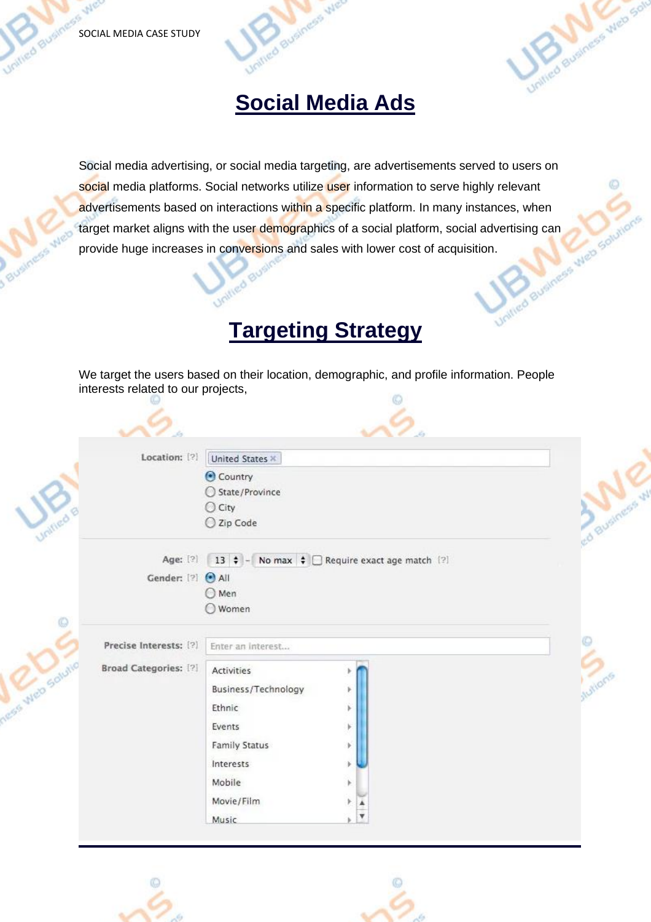# Social Media Ads

Social media advertising, or social media targeting, are advertisements served to users on social media platforms. Social networks utilize user information to serve highly relevant advertisements based on interactions within a specific platform. In many instances, when target market aligns with the user demographics of a social platform, social advertising can provide huge increases in conversions and sales with lower cost of acquisition.

# Targeting Strategy

We target the users based on their location, demographic, and profile information. People interests related to our projects,

Location: [?] United States ×
- Country
- State/Province
- City
- Zip Code

Age: [?] 13 – No max  Require exact age match [?]

Gender: [?]
- All
- Men
- Women

Precise Interests: [?] Enter an interest...

Broad Categories: [?]
- Activities
- Business/Technology
- Ethnic
- Events
- Family Status
- Interests
- Mobile
- Movie/Film
- Music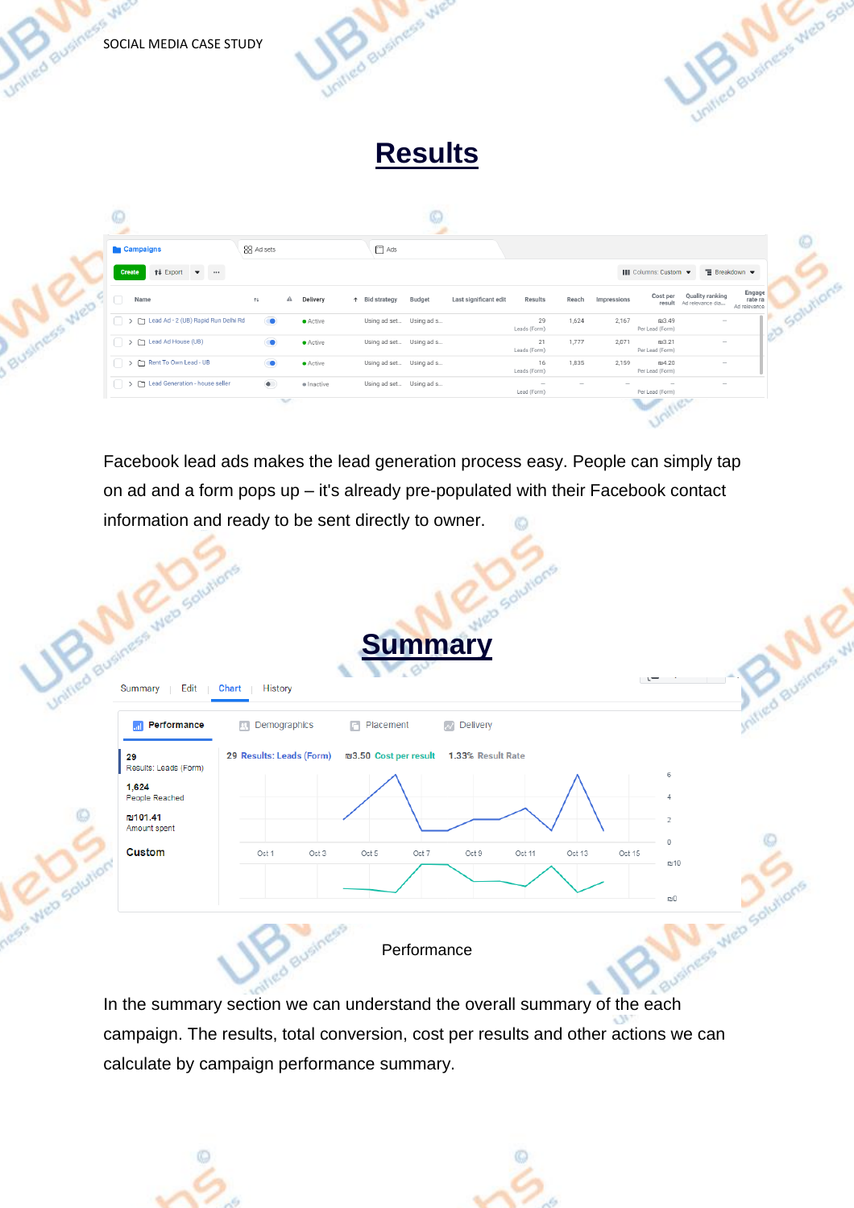# Results

| Name | Delivery | Bid strategy | Budget | Last significant edit | Results | Reach | Impressions | Cost per result | Quality ranking | Engage rate ra |
|---|---|---|---|---|---|---|---|---|---|---|
| Lead Ad - 2 (UB) Rapid Run Delhi Rd | Active | Using ad set... | Using ad s... | | 29 Leads (Form) | 1,624 | 2,167 | ₪3.49 Per Lead (Form) | — | |
| Lead Ad House (UB) | Active | Using ad set... | Using ad s... | | 21 Leads (Form) | 1,777 | 2,071 | ₪3.21 Per Lead (Form) | — | |
| Rent To Own Lead - UB | Active | Using ad set... | Using ad s... | | 16 Leads (Form) | 1,835 | 2,159 | ₪4.20 Per Lead (Form) | — | |
| Lead Generation - house seller | Inactive | Using ad set... | Using ad s... | | — Lead (Form) | — | — | — Per Lead (Form) | — | |

Facebook lead ads makes the lead generation process easy. People can simply tap on ad and a form pops up – it's already pre-populated with their Facebook contact information and ready to be sent directly to owner.

# Summary

Summary | Edit | Chart | History

Performance | Demographics | Placement | Delivery

29 Results: Leads (Form)

1,624 People Reached

₪101.41 Amount spent

Custom

29 Results: Leads (Form) ₪3.50 Cost per result 1.33% Result Rate

Performance

In the summary section we can understand the overall summary of the each campaign. The results, total conversion, cost per results and other actions we can calculate by campaign performance summary.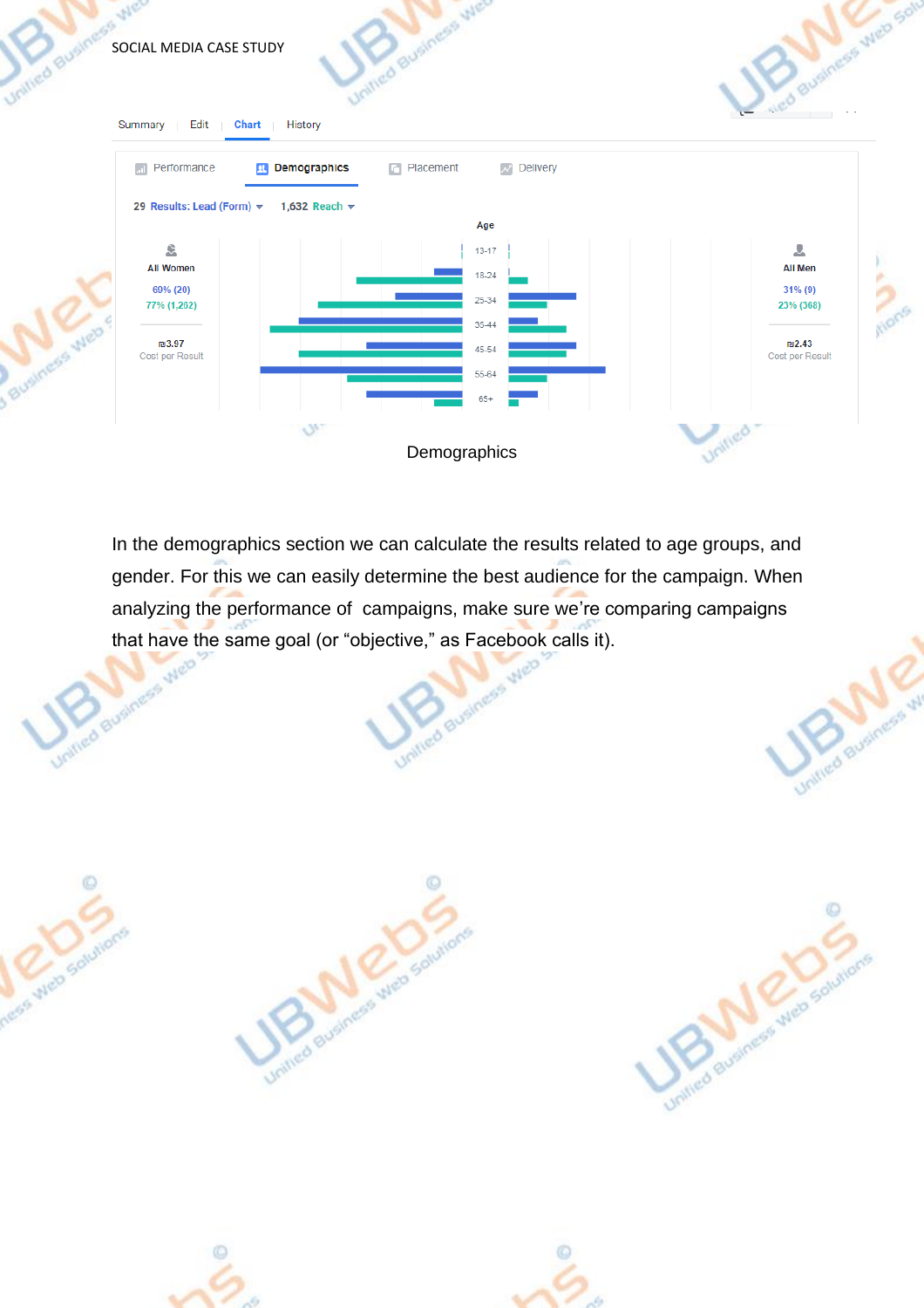Summary | Edit | Chart | History

Performance
Demographics
Placement
Delivery

29 Results: Lead (Form)
1,632 Reach

Age

13-17
18-24
25-34
35-44
45-54
55-64
65+

All Women
69% (20)
77% (1,262)
₪3.97
Cost per Result

All Men
31% (9)
23% (368)
₪2.43
Cost per Result

Demographics

In the demographics section we can calculate the results related to age groups, and gender. For this we can easily determine the best audience for the campaign. When analyzing the performance of campaigns, make sure we're comparing campaigns that have the same goal (or "objective," as Facebook calls it).